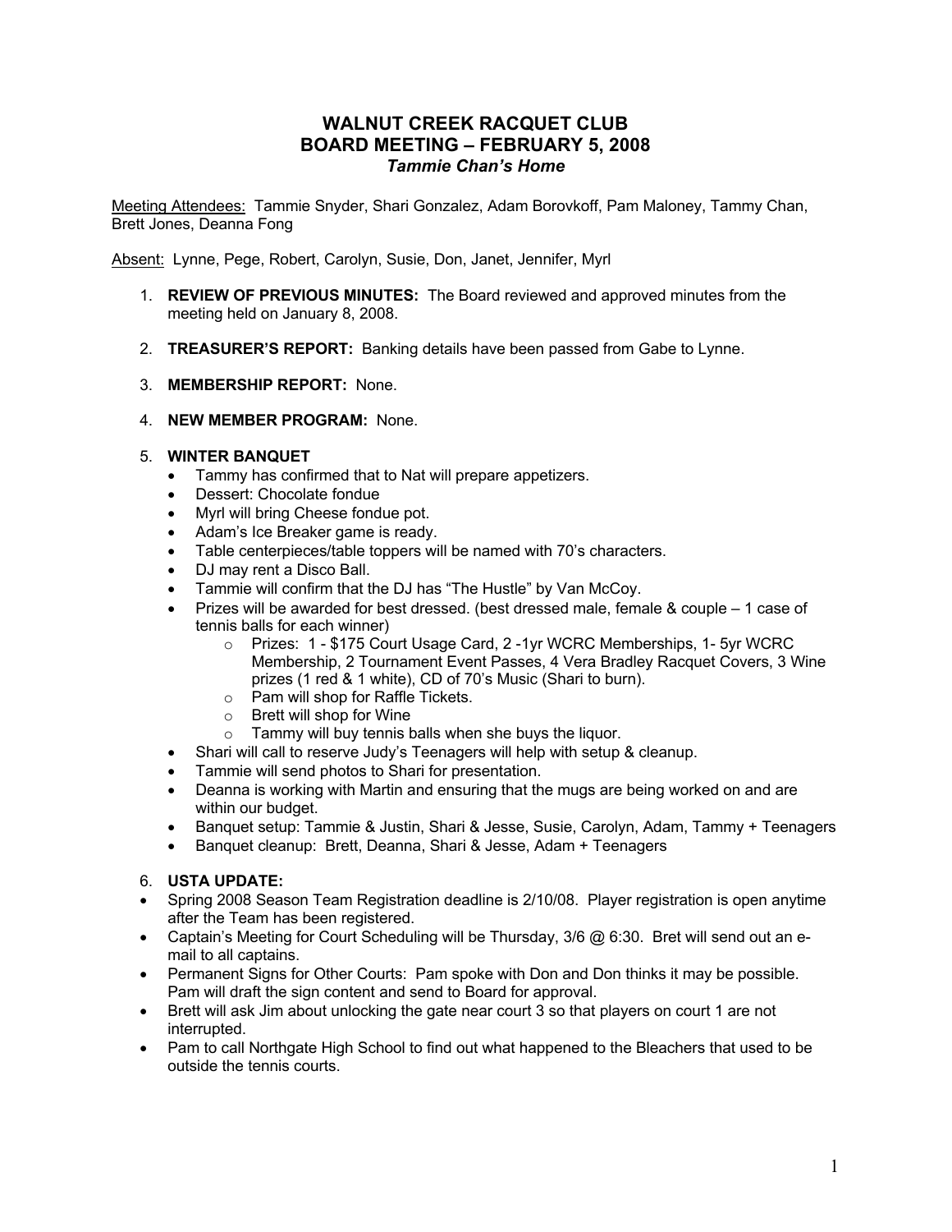# WALNUT CREEK RACQUET CLUB
# BOARD MEETING – FEBRUARY 5, 2008
### *Tammie Chan's Home*

Meeting Attendees: Tammie Snyder, Shari Gonzalez, Adam Borovkoff, Pam Maloney, Tammy Chan, Brett Jones, Deanna Fong

Absent: Lynne, Pege, Robert, Carolyn, Susie, Don, Janet, Jennifer, Myrl

1. **REVIEW OF PREVIOUS MINUTES:** The Board reviewed and approved minutes from the meeting held on January 8, 2008.

2. **TREASURER'S REPORT:** Banking details have been passed from Gabe to Lynne.

3. **MEMBERSHIP REPORT:** None.

4. **NEW MEMBER PROGRAM:** None.

5. **WINTER BANQUET**
   - Tammy has confirmed that to Nat will prepare appetizers.
   - Dessert: Chocolate fondue
   - Myrl will bring Cheese fondue pot.
   - Adam's Ice Breaker game is ready.
   - Table centerpieces/table toppers will be named with 70's characters.
   - DJ may rent a Disco Ball.
   - Tammie will confirm that the DJ has "The Hustle" by Van McCoy.
   - Prizes will be awarded for best dressed. (best dressed male, female & couple – 1 case of tennis balls for each winner)
     - Prizes: 1 - $175 Court Usage Card, 2 -1yr WCRC Memberships, 1- 5yr WCRC Membership, 2 Tournament Event Passes, 4 Vera Bradley Racquet Covers, 3 Wine prizes (1 red & 1 white), CD of 70's Music (Shari to burn).
     - Pam will shop for Raffle Tickets.
     - Brett will shop for Wine
     - Tammy will buy tennis balls when she buys the liquor.
   - Shari will call to reserve Judy's Teenagers will help with setup & cleanup.
   - Tammie will send photos to Shari for presentation.
   - Deanna is working with Martin and ensuring that the mugs are being worked on and are within our budget.
   - Banquet setup: Tammie & Justin, Shari & Jesse, Susie, Carolyn, Adam, Tammy + Teenagers
   - Banquet cleanup: Brett, Deanna, Shari & Jesse, Adam + Teenagers

6. **USTA UPDATE:**

- Spring 2008 Season Team Registration deadline is 2/10/08. Player registration is open anytime after the Team has been registered.
- Captain's Meeting for Court Scheduling will be Thursday, 3/6 @ 6:30. Bret will send out an e-mail to all captains.
- Permanent Signs for Other Courts: Pam spoke with Don and Don thinks it may be possible. Pam will draft the sign content and send to Board for approval.
- Brett will ask Jim about unlocking the gate near court 3 so that players on court 1 are not interrupted.
- Pam to call Northgate High School to find out what happened to the Bleachers that used to be outside the tennis courts.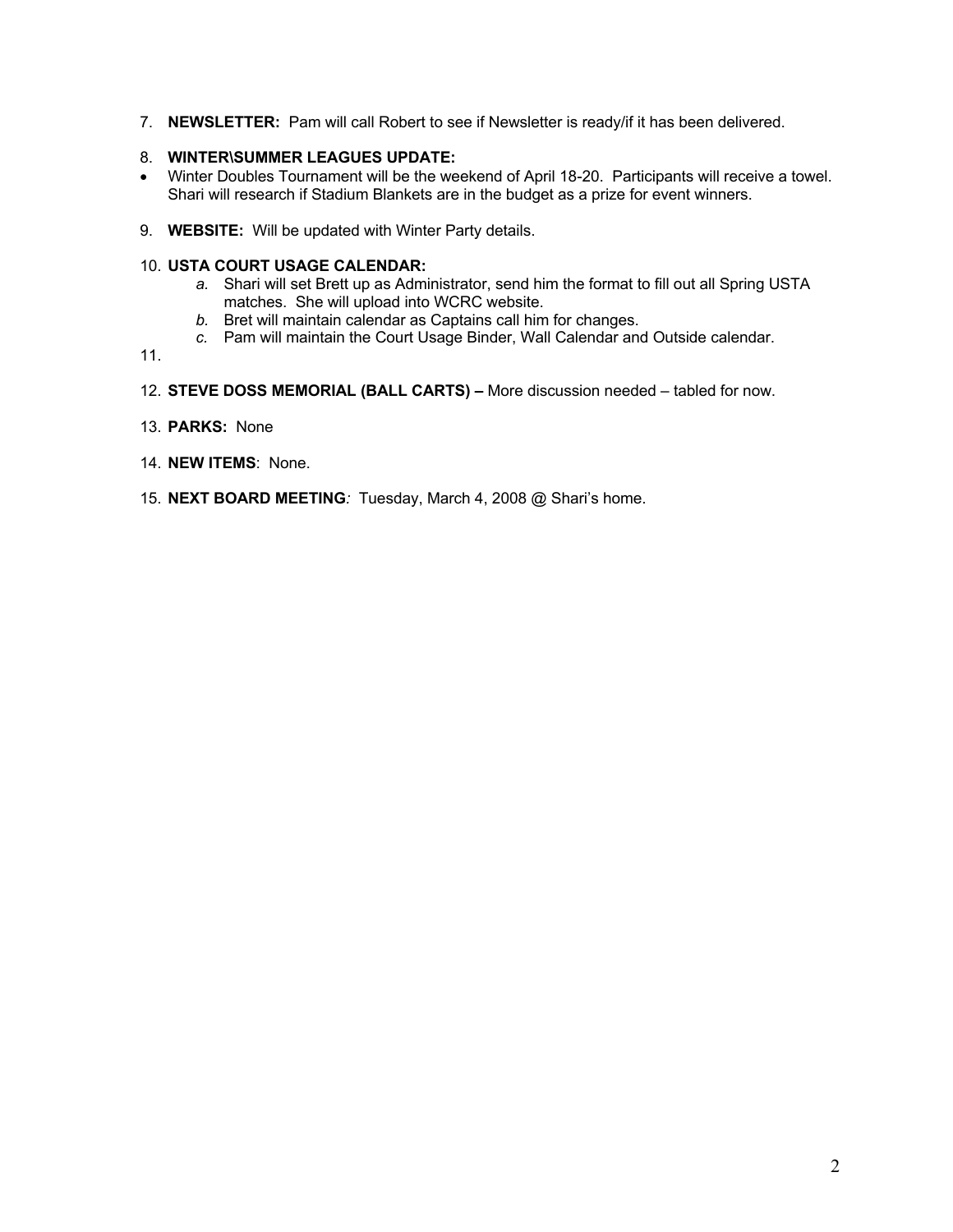7. **NEWSLETTER:** Pam will call Robert to see if Newsletter is ready/if it has been delivered.

8. **WINTER\SUMMER LEAGUES UPDATE:**

- Winter Doubles Tournament will be the weekend of April 18-20. Participants will receive a towel. Shari will research if Stadium Blankets are in the budget as a prize for event winners.

9. **WEBSITE:** Will be updated with Winter Party details.

10. **USTA COURT USAGE CALENDAR:**
    - *a.* Shari will set Brett up as Administrator, send him the format to fill out all Spring USTA matches. She will upload into WCRC website.
    - *b.* Bret will maintain calendar as Captains call him for changes.
    - *c.* Pam will maintain the Court Usage Binder, Wall Calendar and Outside calendar.

11.

12. **STEVE DOSS MEMORIAL (BALL CARTS) –** More discussion needed – tabled for now.

13. **PARKS:** None

14. **NEW ITEMS**: None.

15. **NEXT BOARD MEETING***:* Tuesday, March 4, 2008 @ Shari's home.